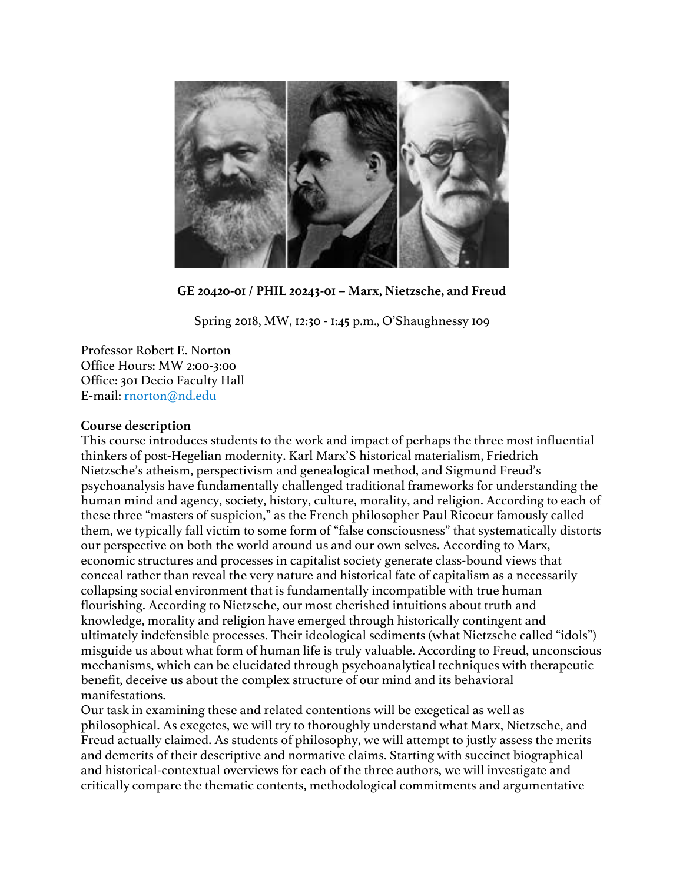**GE 20420-01 / PHIL 20243-01 – Marx, Nietzsche, and Freud**

Spring 2018, MW, 12:30 - 1:45 p.m., O'Shaughnessy 109

Professor Robert E. Norton
Office Hours: MW 2:00-3:00
Office: 301 Decio Faculty Hall
E-mail: rnorton@nd.edu

**Course description**

This course introduces students to the work and impact of perhaps the three most influential thinkers of post-Hegelian modernity. Karl Marx'S historical materialism, Friedrich Nietzsche's atheism, perspectivism and genealogical method, and Sigmund Freud's psychoanalysis have fundamentally challenged traditional frameworks for understanding the human mind and agency, society, history, culture, morality, and religion. According to each of these three "masters of suspicion," as the French philosopher Paul Ricoeur famously called them, we typically fall victim to some form of "false consciousness" that systematically distorts our perspective on both the world around us and our own selves. According to Marx, economic structures and processes in capitalist society generate class-bound views that conceal rather than reveal the very nature and historical fate of capitalism as a necessarily collapsing social environment that is fundamentally incompatible with true human flourishing. According to Nietzsche, our most cherished intuitions about truth and knowledge, morality and religion have emerged through historically contingent and ultimately indefensible processes. Their ideological sediments (what Nietzsche called "idols") misguide us about what form of human life is truly valuable. According to Freud, unconscious mechanisms, which can be elucidated through psychoanalytical techniques with therapeutic benefit, deceive us about the complex structure of our mind and its behavioral manifestations.

Our task in examining these and related contentions will be exegetical as well as philosophical. As exegetes, we will try to thoroughly understand what Marx, Nietzsche, and Freud actually claimed. As students of philosophy, we will attempt to justly assess the merits and demerits of their descriptive and normative claims. Starting with succinct biographical and historical-contextual overviews for each of the three authors, we will investigate and critically compare the thematic contents, methodological commitments and argumentative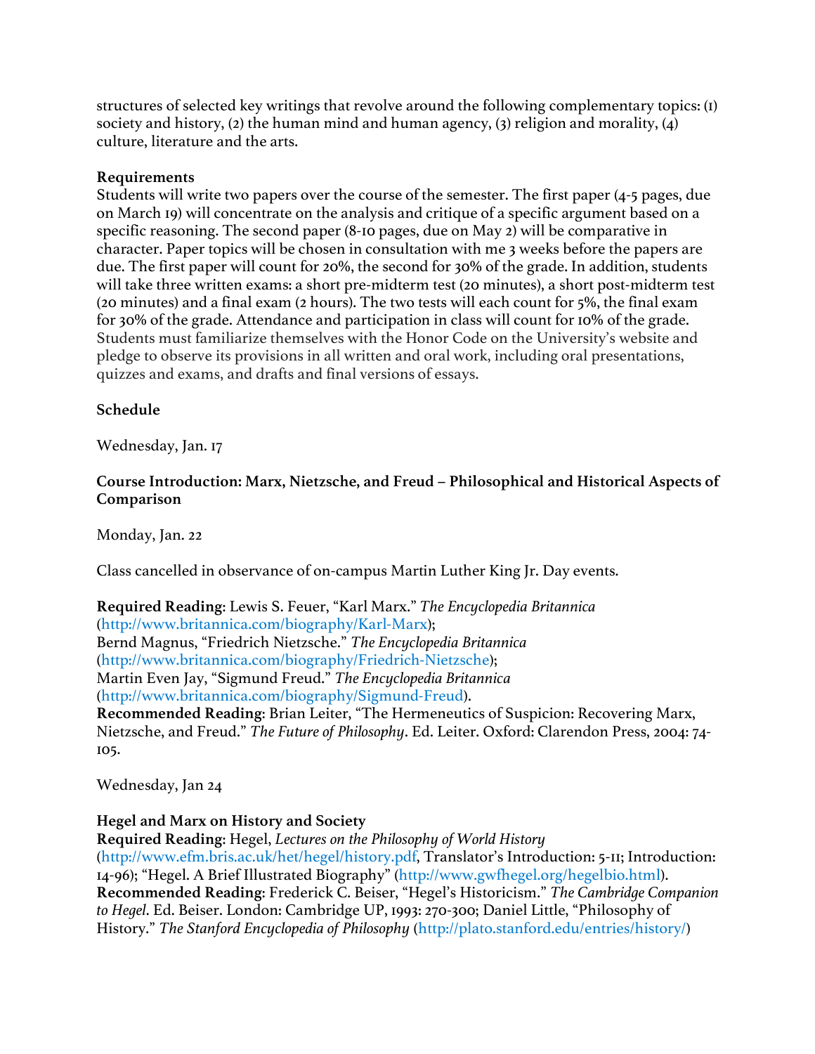structures of selected key writings that revolve around the following complementary topics: (1) society and history, (2) the human mind and human agency, (3) religion and morality, (4) culture, literature and the arts.

**Requirements**
Students will write two papers over the course of the semester. The first paper (4-5 pages, due on March 19) will concentrate on the analysis and critique of a specific argument based on a specific reasoning. The second paper (8-10 pages, due on May 2) will be comparative in character. Paper topics will be chosen in consultation with me 3 weeks before the papers are due. The first paper will count for 20%, the second for 30% of the grade. In addition, students will take three written exams: a short pre-midterm test (20 minutes), a short post-midterm test (20 minutes) and a final exam (2 hours). The two tests will each count for 5%, the final exam for 30% of the grade. Attendance and participation in class will count for 10% of the grade. Students must familiarize themselves with the Honor Code on the University's website and pledge to observe its provisions in all written and oral work, including oral presentations, quizzes and exams, and drafts and final versions of essays.

**Schedule**

Wednesday, Jan. 17

**Course Introduction: Marx, Nietzsche, and Freud – Philosophical and Historical Aspects of Comparison**

Monday, Jan. 22

Class cancelled in observance of on-campus Martin Luther King Jr. Day events.

**Required Reading**: Lewis S. Feuer, "Karl Marx." *The Encyclopedia Britannica* (http://www.britannica.com/biography/Karl-Marx);
Bernd Magnus, "Friedrich Nietzsche." *The Encyclopedia Britannica* (http://www.britannica.com/biography/Friedrich-Nietzsche);
Martin Even Jay, "Sigmund Freud." *The Encyclopedia Britannica* (http://www.britannica.com/biography/Sigmund-Freud).
**Recommended Reading**: Brian Leiter, "The Hermeneutics of Suspicion: Recovering Marx, Nietzsche, and Freud." *The Future of Philosophy*. Ed. Leiter. Oxford: Clarendon Press, 2004: 74-105.

Wednesday, Jan 24

**Hegel and Marx on History and Society**
**Required Reading**: Hegel, *Lectures on the Philosophy of World History* (http://www.efm.bris.ac.uk/het/hegel/history.pdf, Translator's Introduction: 5-11; Introduction: 14-96); "Hegel. A Brief Illustrated Biography" (http://www.gwfhegel.org/hegelbio.html).
**Recommended Reading**: Frederick C. Beiser, "Hegel's Historicism." *The Cambridge Companion to Hegel*. Ed. Beiser. London: Cambridge UP, 1993: 270-300; Daniel Little, "Philosophy of History." *The Stanford Encyclopedia of Philosophy* (http://plato.stanford.edu/entries/history/)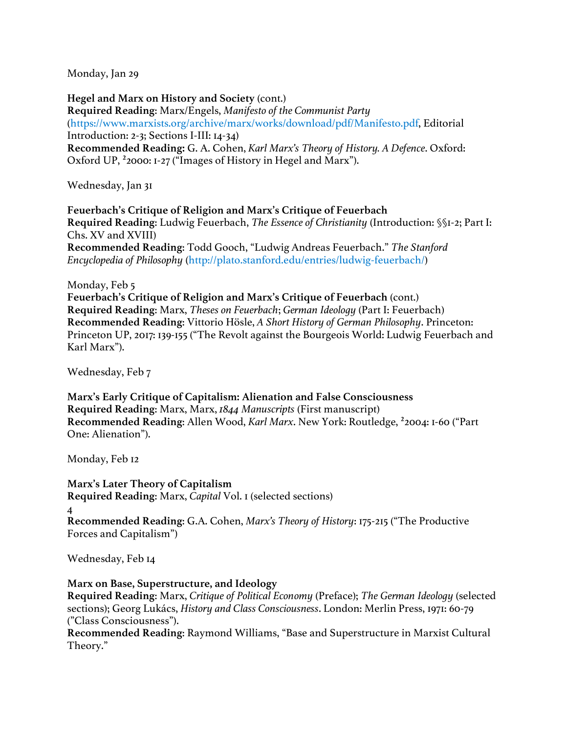Monday, Jan 29

**Hegel and Marx on History and Society** (cont.)
**Required Reading**: Marx/Engels, *Manifesto of the Communist Party* (https://www.marxists.org/archive/marx/works/download/pdf/Manifesto.pdf, Editorial Introduction: 2-3; Sections I-III: 14-34)
**Recommended Reading:** G. A. Cohen, *Karl Marx's Theory of History. A Defence*. Oxford: Oxford UP, ²2000: 1-27 ("Images of History in Hegel and Marx").

Wednesday, Jan 31

**Feuerbach's Critique of Religion and Marx's Critique of Feuerbach**
**Required Reading**: Ludwig Feuerbach, *The Essence of Christianity* (Introduction: §§1-2; Part I: Chs. XV and XVIII)
**Recommended Reading**: Todd Gooch, "Ludwig Andreas Feuerbach." *The Stanford Encyclopedia of Philosophy* (http://plato.stanford.edu/entries/ludwig-feuerbach/)

Monday, Feb 5
**Feuerbach's Critique of Religion and Marx's Critique of Feuerbach** (cont.)
**Required Reading**: Marx, *Theses on Feuerbach*; *German Ideology* (Part I: Feuerbach)
**Recommended Reading**: Vittorio Hösle, *A Short History of German Philosophy*. Princeton: Princeton UP, 2017: 139-155 ("The Revolt against the Bourgeois World: Ludwig Feuerbach and Karl Marx").

Wednesday, Feb 7

**Marx's Early Critique of Capitalism: Alienation and False Consciousness**
**Required Reading**: Marx, Marx, *1844 Manuscripts* (First manuscript)
**Recommended Reading**: Allen Wood, *Karl Marx*. New York: Routledge, ²2004: 1-60 ("Part One: Alienation").

Monday, Feb 12

**Marx's Later Theory of Capitalism**
**Required Reading**: Marx, *Capital* Vol. 1 (selected sections)
4
**Recommended Reading**: G.A. Cohen, *Marx's Theory of History*: 175-215 ("The Productive Forces and Capitalism")

Wednesday, Feb 14

**Marx on Base, Superstructure, and Ideology**
**Required Reading**: Marx, *Critique of Political Economy* (Preface); *The German Ideology* (selected sections); Georg Lukács, *History and Class Consciousness*. London: Merlin Press, 1971: 60-79 ("Class Consciousness").
**Recommended Reading**: Raymond Williams, "Base and Superstructure in Marxist Cultural Theory."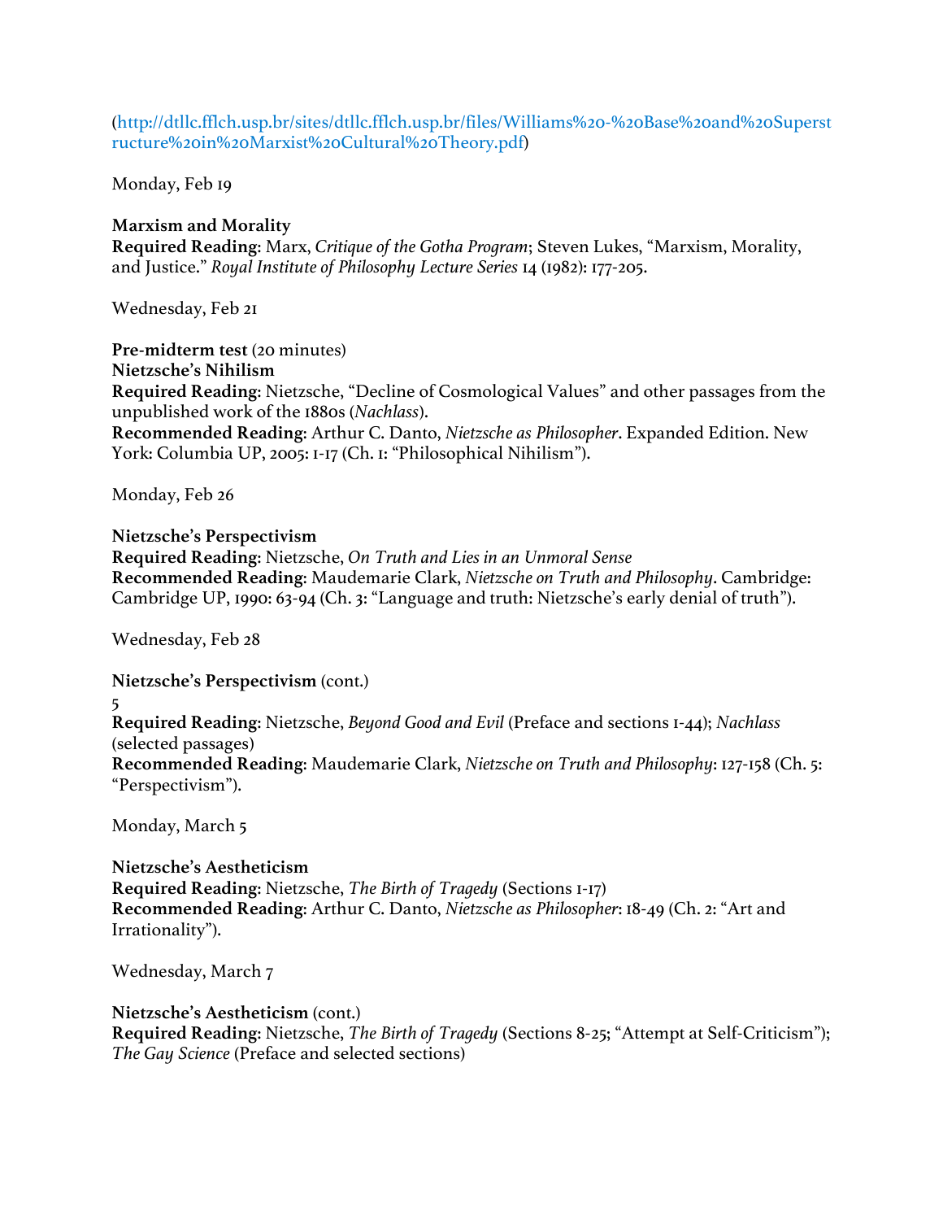(http://dtllc.fflch.usp.br/sites/dtllc.fflch.usp.br/files/Williams%20-%20Base%20and%20Superstructure%20in%20Marxist%20Cultural%20Theory.pdf)

Monday, Feb 19

**Marxism and Morality**
**Required Reading**: Marx, *Critique of the Gotha Program*; Steven Lukes, "Marxism, Morality, and Justice." *Royal Institute of Philosophy Lecture Series* 14 (1982): 177-205.

Wednesday, Feb 21

**Pre-midterm test** (20 minutes)
**Nietzsche's Nihilism**
**Required Reading**: Nietzsche, "Decline of Cosmological Values" and other passages from the unpublished work of the 1880s (*Nachlass*).
**Recommended Reading**: Arthur C. Danto, *Nietzsche as Philosopher*. Expanded Edition. New York: Columbia UP, 2005: 1-17 (Ch. 1: "Philosophical Nihilism").

Monday, Feb 26

**Nietzsche's Perspectivism**
**Required Reading**: Nietzsche, *On Truth and Lies in an Unmoral Sense*
**Recommended Reading**: Maudemarie Clark, *Nietzsche on Truth and Philosophy*. Cambridge: Cambridge UP, 1990: 63-94 (Ch. 3: "Language and truth: Nietzsche's early denial of truth").

Wednesday, Feb 28

**Nietzsche's Perspectivism** (cont.)
**Required Reading**: Nietzsche, *Beyond Good and Evil* (Preface and sections 1-44); *Nachlass* (selected passages)
**Recommended Reading**: Maudemarie Clark, *Nietzsche on Truth and Philosophy*: 127-158 (Ch. 5: "Perspectivism").

Monday, March 5

**Nietzsche's Aestheticism**
**Required Reading**: Nietzsche, *The Birth of Tragedy* (Sections 1-17)
**Recommended Reading**: Arthur C. Danto, *Nietzsche as Philosopher*: 18-49 (Ch. 2: "Art and Irrationality").

Wednesday, March 7

**Nietzsche's Aestheticism** (cont.)
**Required Reading**: Nietzsche, *The Birth of Tragedy* (Sections 8-25; "Attempt at Self-Criticism"); *The Gay Science* (Preface and selected sections)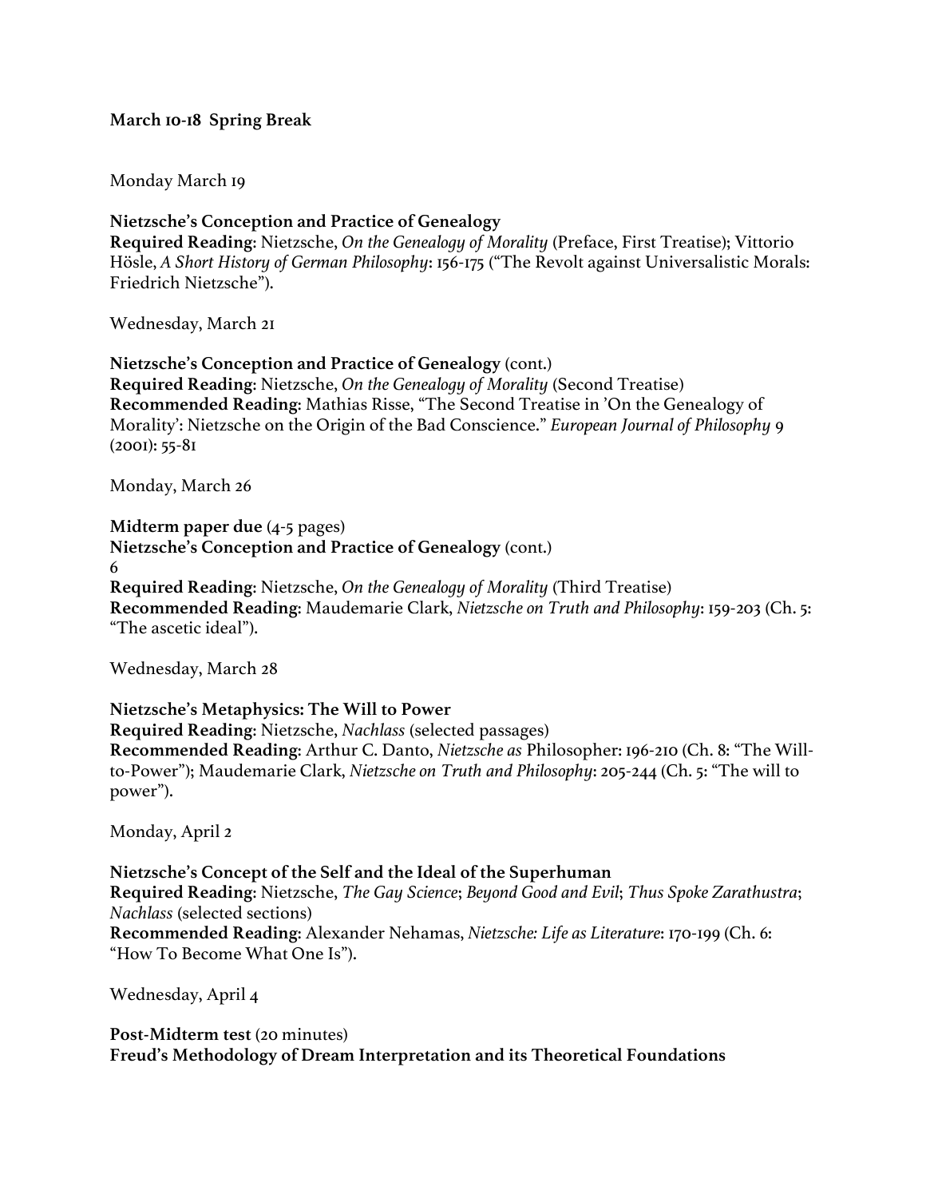**March 10-18 Spring Break**

Monday March 19

**Nietzsche's Conception and Practice of Genealogy**
**Required Reading**: Nietzsche, *On the Genealogy of Morality* (Preface, First Treatise); Vittorio Hösle, *A Short History of German Philosophy*: 156-175 ("The Revolt against Universalistic Morals: Friedrich Nietzsche").

Wednesday, March 21

**Nietzsche's Conception and Practice of Genealogy** (cont.)
**Required Reading**: Nietzsche, *On the Genealogy of Morality* (Second Treatise)
**Recommended Reading**: Mathias Risse, "The Second Treatise in 'On the Genealogy of Morality': Nietzsche on the Origin of the Bad Conscience." *European Journal of Philosophy* 9 (2001): 55-81

Monday, March 26

**Midterm paper due** (4-5 pages)
**Nietzsche's Conception and Practice of Genealogy** (cont.)
**Required Reading**: Nietzsche, *On the Genealogy of Morality* (Third Treatise)
**Recommended Reading**: Maudemarie Clark, *Nietzsche on Truth and Philosophy*: 159-203 (Ch. 5: "The ascetic ideal").

Wednesday, March 28

**Nietzsche's Metaphysics: The Will to Power**
**Required Reading**: Nietzsche, *Nachlass* (selected passages)
**Recommended Reading**: Arthur C. Danto, *Nietzsche as* Philosopher: 196-210 (Ch. 8: "The Will-to-Power"); Maudemarie Clark, *Nietzsche on Truth and Philosophy*: 205-244 (Ch. 5: "The will to power").

Monday, April 2

**Nietzsche's Concept of the Self and the Ideal of the Superhuman**
**Required Reading**: Nietzsche, *The Gay Science*; *Beyond Good and Evil*; *Thus Spoke Zarathustra*; *Nachlass* (selected sections)
**Recommended Reading**: Alexander Nehamas, *Nietzsche: Life as Literature*: 170-199 (Ch. 6: "How To Become What One Is").

Wednesday, April 4

**Post-Midterm test** (20 minutes)
**Freud's Methodology of Dream Interpretation and its Theoretical Foundations**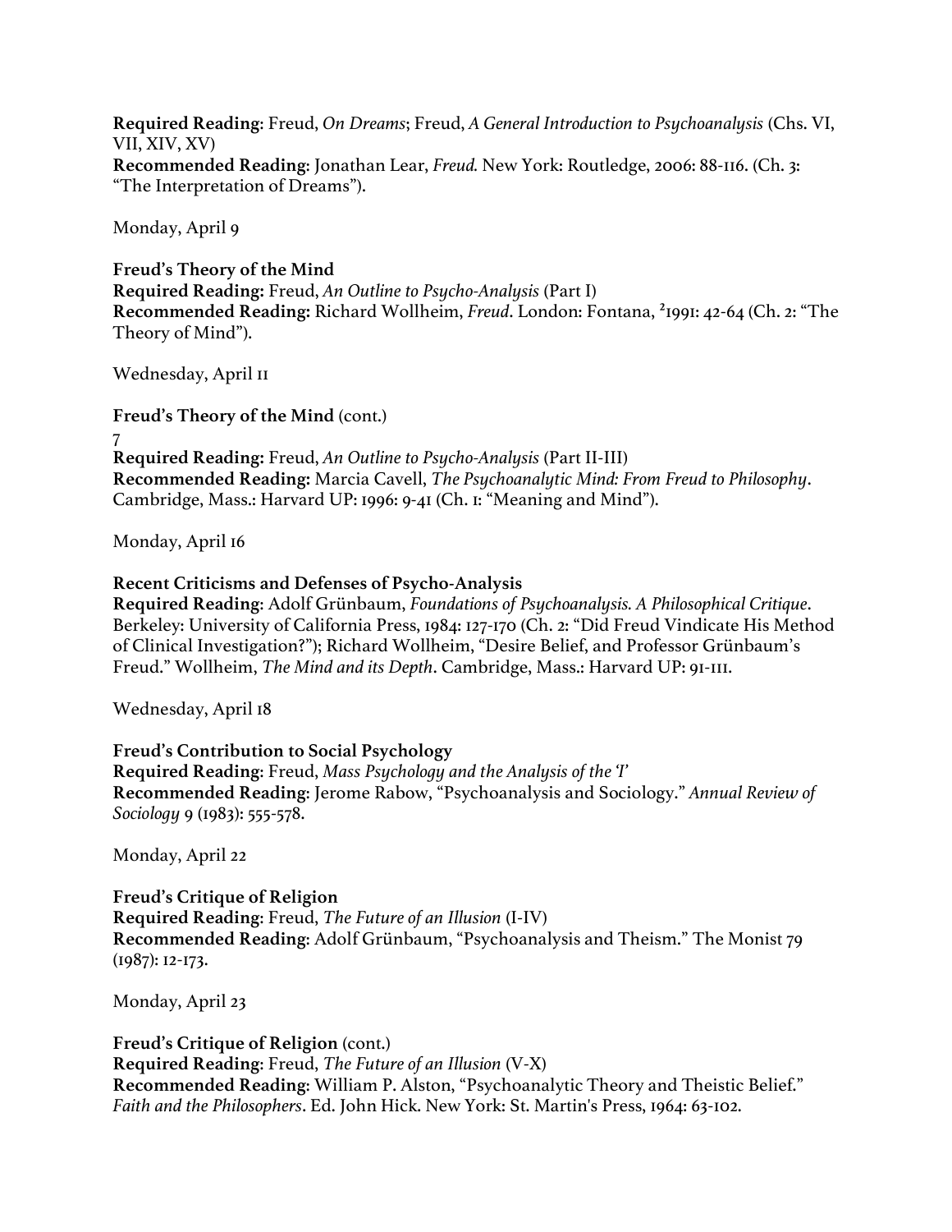**Required Reading**: Freud, *On Dreams*; Freud, *A General Introduction to Psychoanalysis* (Chs. VI, VII, XIV, XV)
**Recommended Reading**: Jonathan Lear, *Freud.* New York: Routledge, 2006: 88-116. (Ch. 3: "The Interpretation of Dreams").

Monday, April 9

**Freud's Theory of the Mind**
**Required Reading:** Freud, *An Outline to Psycho-Analysis* (Part I)
**Recommended Reading:** Richard Wollheim, *Freud*. London: Fontana, ²1991: 42-64 (Ch. 2: "The Theory of Mind").

Wednesday, April 11

**Freud's Theory of the Mind** (cont.)
7
**Required Reading:** Freud, *An Outline to Psycho-Analysis* (Part II-III)
**Recommended Reading:** Marcia Cavell, *The Psychoanalytic Mind: From Freud to Philosophy*. Cambridge, Mass.: Harvard UP: 1996: 9-41 (Ch. 1: "Meaning and Mind").

Monday, April 16

**Recent Criticisms and Defenses of Psycho-Analysis**
**Required Reading**: Adolf Grünbaum, *Foundations of Psychoanalysis. A Philosophical Critique*. Berkeley: University of California Press, 1984: 127-170 (Ch. 2: "Did Freud Vindicate His Method of Clinical Investigation?"); Richard Wollheim, "Desire Belief, and Professor Grünbaum's Freud." Wollheim, *The Mind and its Depth*. Cambridge, Mass.: Harvard UP: 91-111.

Wednesday, April 18

**Freud's Contribution to Social Psychology**
**Required Reading**: Freud, *Mass Psychology and the Analysis of the 'I'*
**Recommended Reading**: Jerome Rabow, "Psychoanalysis and Sociology." *Annual Review of Sociology* 9 (1983): 555-578.

Monday, April 22

**Freud's Critique of Religion**
**Required Reading**: Freud, *The Future of an Illusion* (I-IV)
**Recommended Reading**: Adolf Grünbaum, "Psychoanalysis and Theism." The Monist 79 (1987): 12-173.

Monday, April 23

**Freud's Critique of Religion** (cont.)
**Required Reading**: Freud, *The Future of an Illusion* (V-X)
**Recommended Reading**: William P. Alston, "Psychoanalytic Theory and Theistic Belief." *Faith and the Philosophers*. Ed. John Hick. New York: St. Martin's Press, 1964: 63-102.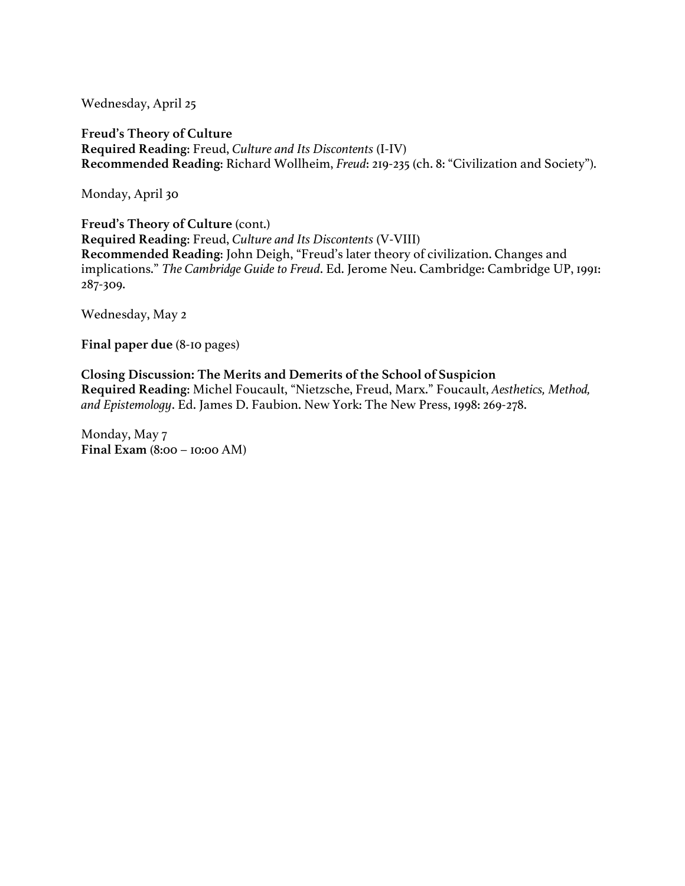Wednesday, April 25

**Freud's Theory of Culture**
**Required Reading**: Freud, *Culture and Its Discontents* (I-IV)
**Recommended Reading**: Richard Wollheim, *Freud*: 219-235 (ch. 8: "Civilization and Society").

Monday, April 30

**Freud's Theory of Culture** (cont.)
**Required Reading**: Freud, *Culture and Its Discontents* (V-VIII)
**Recommended Reading**: John Deigh, "Freud's later theory of civilization. Changes and implications." *The Cambridge Guide to Freud*. Ed. Jerome Neu. Cambridge: Cambridge UP, 1991: 287-309.

Wednesday, May 2

**Final paper due** (8-10 pages)

**Closing Discussion: The Merits and Demerits of the School of Suspicion**
**Required Reading**: Michel Foucault, "Nietzsche, Freud, Marx." Foucault, *Aesthetics, Method, and Epistemology*. Ed. James D. Faubion. New York: The New Press, 1998: 269-278.

Monday, May 7
**Final Exam** (8:00 – 10:00 AM)